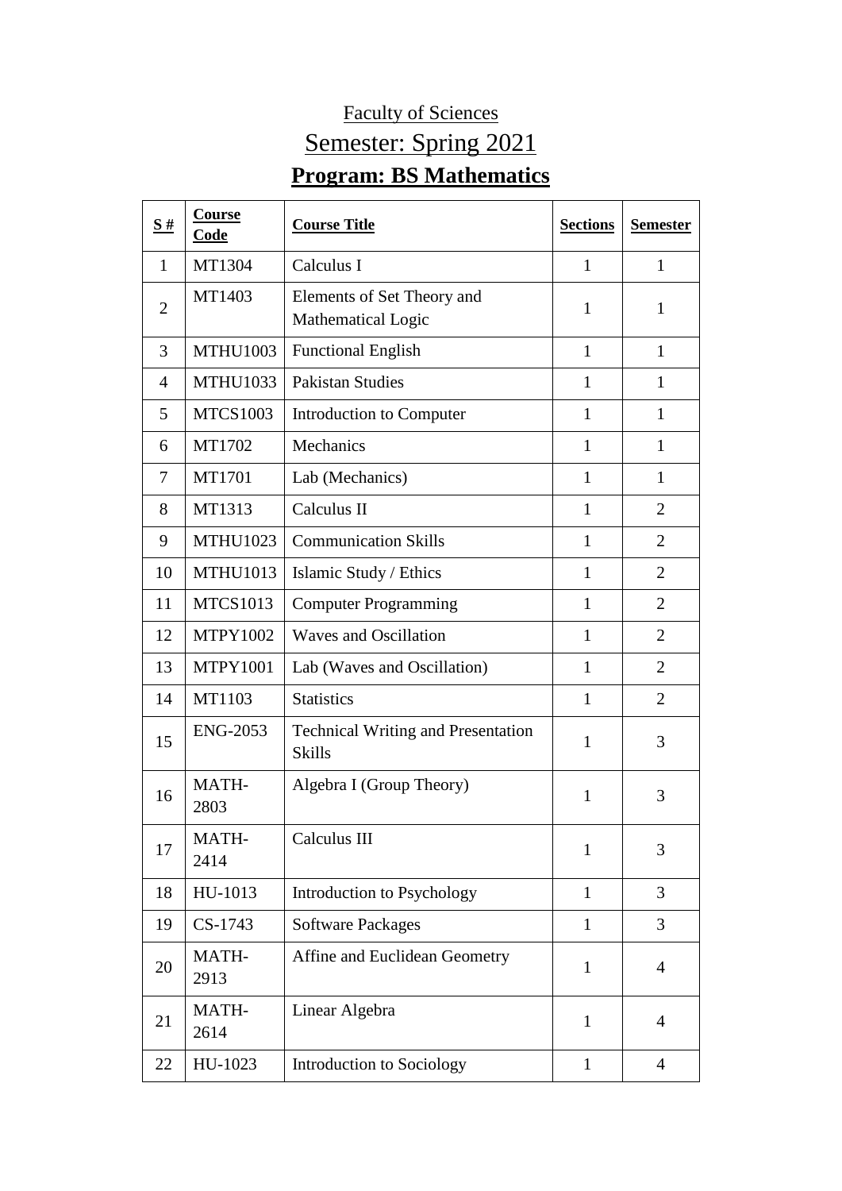Faculty of Sciences

Semester: Spring 2021

# Program: BS Mathematics

| S # | Course Code | Course Title | Sections | Semester |
|---|---|---|---|---|
| 1 | MT1304 | Calculus I | 1 | 1 |
| 2 | MT1403 | Elements of Set Theory and Mathematical Logic | 1 | 1 |
| 3 | MTHU1003 | Functional English | 1 | 1 |
| 4 | MTHU1033 | Pakistan Studies | 1 | 1 |
| 5 | MTCS1003 | Introduction to Computer | 1 | 1 |
| 6 | MT1702 | Mechanics | 1 | 1 |
| 7 | MT1701 | Lab (Mechanics) | 1 | 1 |
| 8 | MT1313 | Calculus II | 1 | 2 |
| 9 | MTHU1023 | Communication Skills | 1 | 2 |
| 10 | MTHU1013 | Islamic Study / Ethics | 1 | 2 |
| 11 | MTCS1013 | Computer Programming | 1 | 2 |
| 12 | MTPY1002 | Waves and Oscillation | 1 | 2 |
| 13 | MTPY1001 | Lab (Waves and Oscillation) | 1 | 2 |
| 14 | MT1103 | Statistics | 1 | 2 |
| 15 | ENG-2053 | Technical Writing and Presentation Skills | 1 | 3 |
| 16 | MATH-2803 | Algebra I (Group Theory) | 1 | 3 |
| 17 | MATH-2414 | Calculus III | 1 | 3 |
| 18 | HU-1013 | Introduction to Psychology | 1 | 3 |
| 19 | CS-1743 | Software Packages | 1 | 3 |
| 20 | MATH-2913 | Affine and Euclidean Geometry | 1 | 4 |
| 21 | MATH-2614 | Linear Algebra | 1 | 4 |
| 22 | HU-1023 | Introduction to Sociology | 1 | 4 |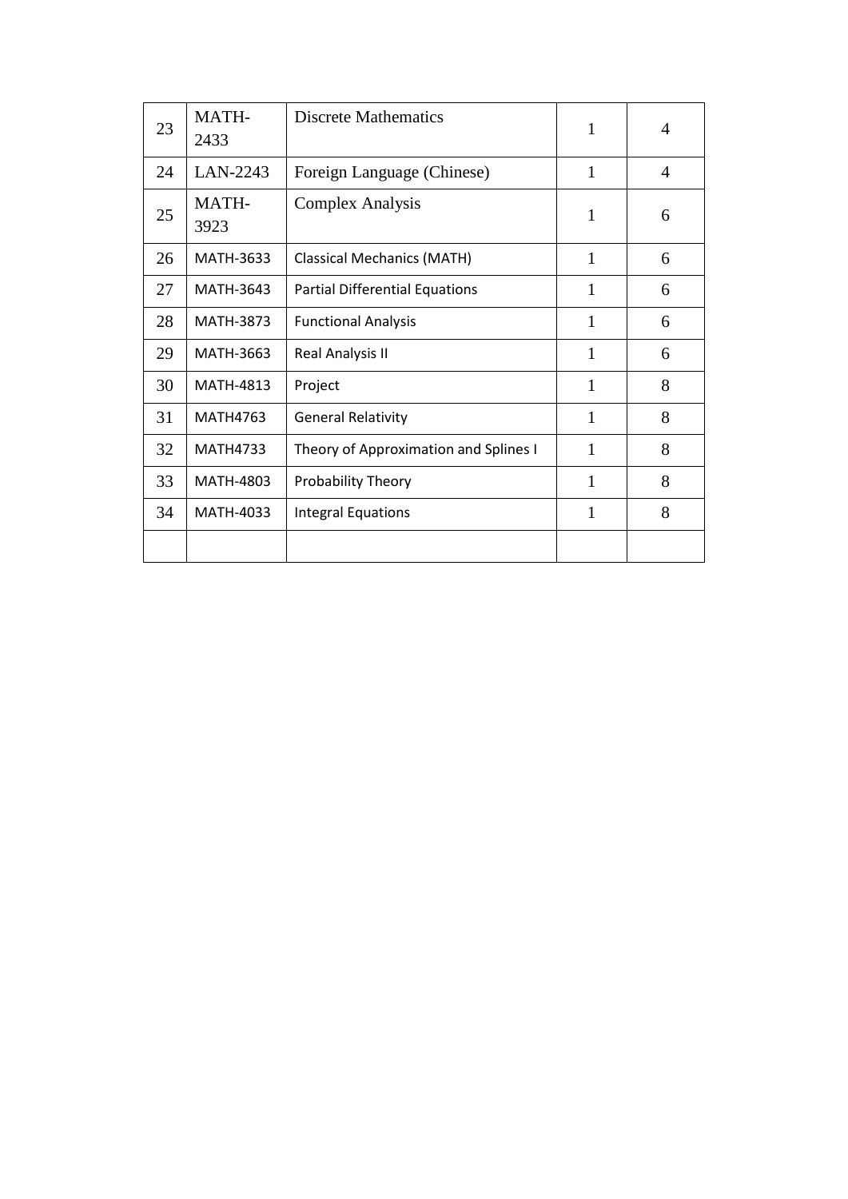| | | | | |
|---|---|---|---|---|
| 23 | MATH-2433 | Discrete Mathematics | 1 | 4 |
| 24 | LAN-2243 | Foreign Language (Chinese) | 1 | 4 |
| 25 | MATH-3923 | Complex Analysis | 1 | 6 |
| 26 | MATH-3633 | Classical Mechanics (MATH) | 1 | 6 |
| 27 | MATH-3643 | Partial Differential Equations | 1 | 6 |
| 28 | MATH-3873 | Functional Analysis | 1 | 6 |
| 29 | MATH-3663 | Real Analysis II | 1 | 6 |
| 30 | MATH-4813 | Project | 1 | 8 |
| 31 | MATH4763 | General Relativity | 1 | 8 |
| 32 | MATH4733 | Theory of Approximation and Splines I | 1 | 8 |
| 33 | MATH-4803 | Probability Theory | 1 | 8 |
| 34 | MATH-4033 | Integral Equations | 1 | 8 |
| | | | | |